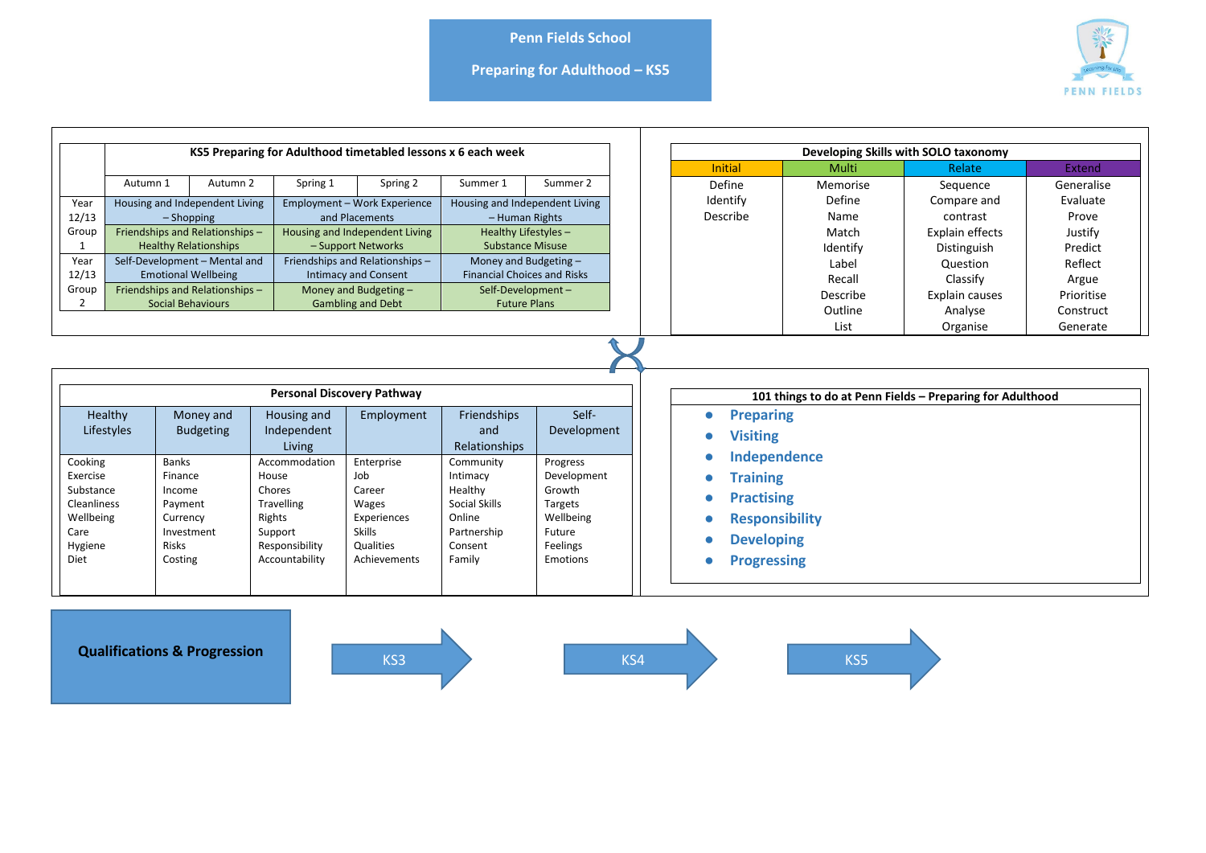# Penn Fields School

## Preparing for Adulthood – KS5

| KS5 Preparing for Adulthood timetabled lessons x 6 each week | | | | | | |
|---|---|---|---|---|---|---|
| | Autumn 1 | Autumn 2 | Spring 1 | Spring 2 | Summer 1 | Summer 2 |
| Year 12/13 Group 1 | Housing and Independent Living – Shopping | | Employment – Work Experience and Placements | | Housing and Independent Living – Human Rights | |
| | Friendships and Relationships – Healthy Relationships | | Housing and Independent Living – Support Networks | | Healthy Lifestyles – Substance Misuse | |
| Year 12/13 Group 2 | Self-Development – Mental and Emotional Wellbeing | | Friendships and Relationships – Intimacy and Consent | | Money and Budgeting – Financial Choices and Risks | |
| | Friendships and Relationships – Social Behaviours | | Money and Budgeting – Gambling and Debt | | Self-Development – Future Plans | |

| Developing Skills with SOLO taxonomy | | | |
|---|---|---|---|
| Initial | Multi | Relate | Extend |
| Define | Memorise | Sequence | Generalise |
| Identify | Define | Compare and contrast | Evaluate |
| Describe | Name | Explain effects | Prove |
| | Match | Distinguish | Justify |
| | Identify | Question | Predict |
| | Label | Classify | Reflect |
| | Recall | Explain causes | Argue |
| | Describe | Analyse | Prioritise |
| | Outline | Organise | Construct |
| | List | | Generate |

| Personal Discovery Pathway | | | | | |
|---|---|---|---|---|---|
| Healthy Lifestyles | Money and Budgeting | Housing and Independent Living | Employment | Friendships and Relationships | Self-Development |
| Cooking | Banks | Accommodation | Enterprise | Community | Progress |
| Exercise | Finance | House | Job | Intimacy | Development |
| Substance | Income | Chores | Career | Healthy | Growth |
| Cleanliness | Payment | Travelling | Wages | Social Skills | Targets |
| Wellbeing | Currency | Rights | Experiences | Online | Wellbeing |
| Care | Investment | Support | Skills | Partnership | Future |
| Hygiene | Risks | Responsibility | Qualities | Consent | Feelings |
| Diet | Costing | Accountability | Achievements | Family | Emotions |

**101 things to do at Penn Fields – Preparing for Adulthood**

- **Preparing**
- **Visiting**
- **Independence**
- **Training**
- **Practising**
- **Responsibility**
- **Developing**
- **Progressing**

**Qualifications & Progression**

KS3 → KS4 → KS5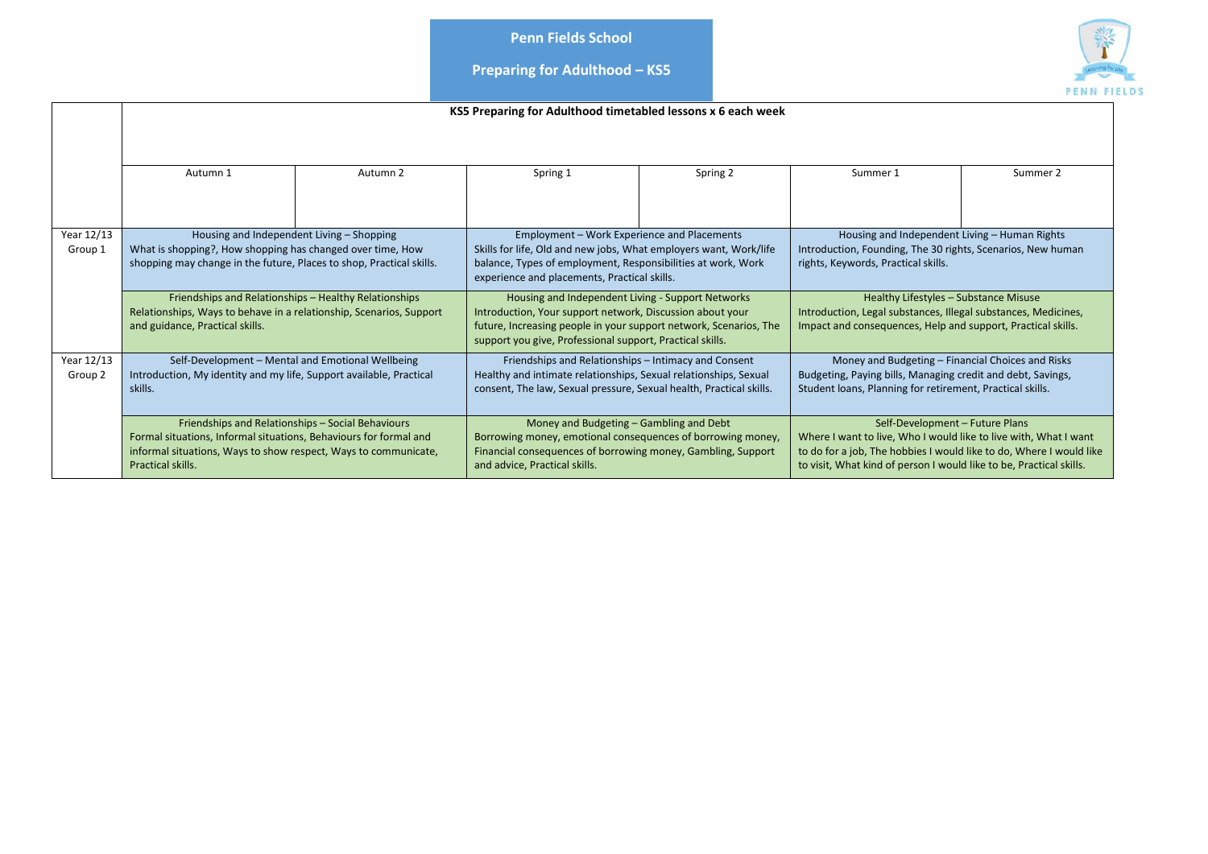# Penn Fields School

## Preparing for Adulthood – KS5

| | KS5 Preparing for Adulthood timetabled lessons x 6 each week | | | | | |
|---|---|---|---|---|---|---|
| | Autumn 1 | Autumn 2 | Spring 1 | Spring 2 | Summer 1 | Summer 2 |
| Year 12/13 Group 1 | Housing and Independent Living – Shopping<br>What is shopping?, How shopping has changed over time, How shopping may change in the future, Places to shop, Practical skills. | | Employment – Work Experience and Placements<br>Skills for life, Old and new jobs, What employers want, Work/life balance, Types of employment, Responsibilities at work, Work experience and placements, Practical skills. | | Housing and Independent Living – Human Rights<br>Introduction, Founding, The 30 rights, Scenarios, New human rights, Keywords, Practical skills. | |
| | Friendships and Relationships – Healthy Relationships<br>Relationships, Ways to behave in a relationship, Scenarios, Support and guidance, Practical skills. | | Housing and Independent Living - Support Networks<br>Introduction, Your support network, Discussion about your future, Increasing people in your support network, Scenarios, The support you give, Professional support, Practical skills. | | Healthy Lifestyles – Substance Misuse<br>Introduction, Legal substances, Illegal substances, Medicines, Impact and consequences, Help and support, Practical skills. | |
| Year 12/13 Group 2 | Self-Development – Mental and Emotional Wellbeing<br>Introduction, My identity and my life, Support available, Practical skills. | | Friendships and Relationships – Intimacy and Consent<br>Healthy and intimate relationships, Sexual relationships, Sexual consent, The law, Sexual pressure, Sexual health, Practical skills. | | Money and Budgeting – Financial Choices and Risks<br>Budgeting, Paying bills, Managing credit and debt, Savings, Student loans, Planning for retirement, Practical skills. | |
| | Friendships and Relationships – Social Behaviours<br>Formal situations, Informal situations, Behaviours for formal and informal situations, Ways to show respect, Ways to communicate, Practical skills. | | Money and Budgeting – Gambling and Debt<br>Borrowing money, emotional consequences of borrowing money, Financial consequences of borrowing money, Gambling, Support and advice, Practical skills. | | Self-Development – Future Plans<br>Where I want to live, Who I would like to live with, What I want to do for a job, The hobbies I would like to do, Where I would like to visit, What kind of person I would like to be, Practical skills. | |